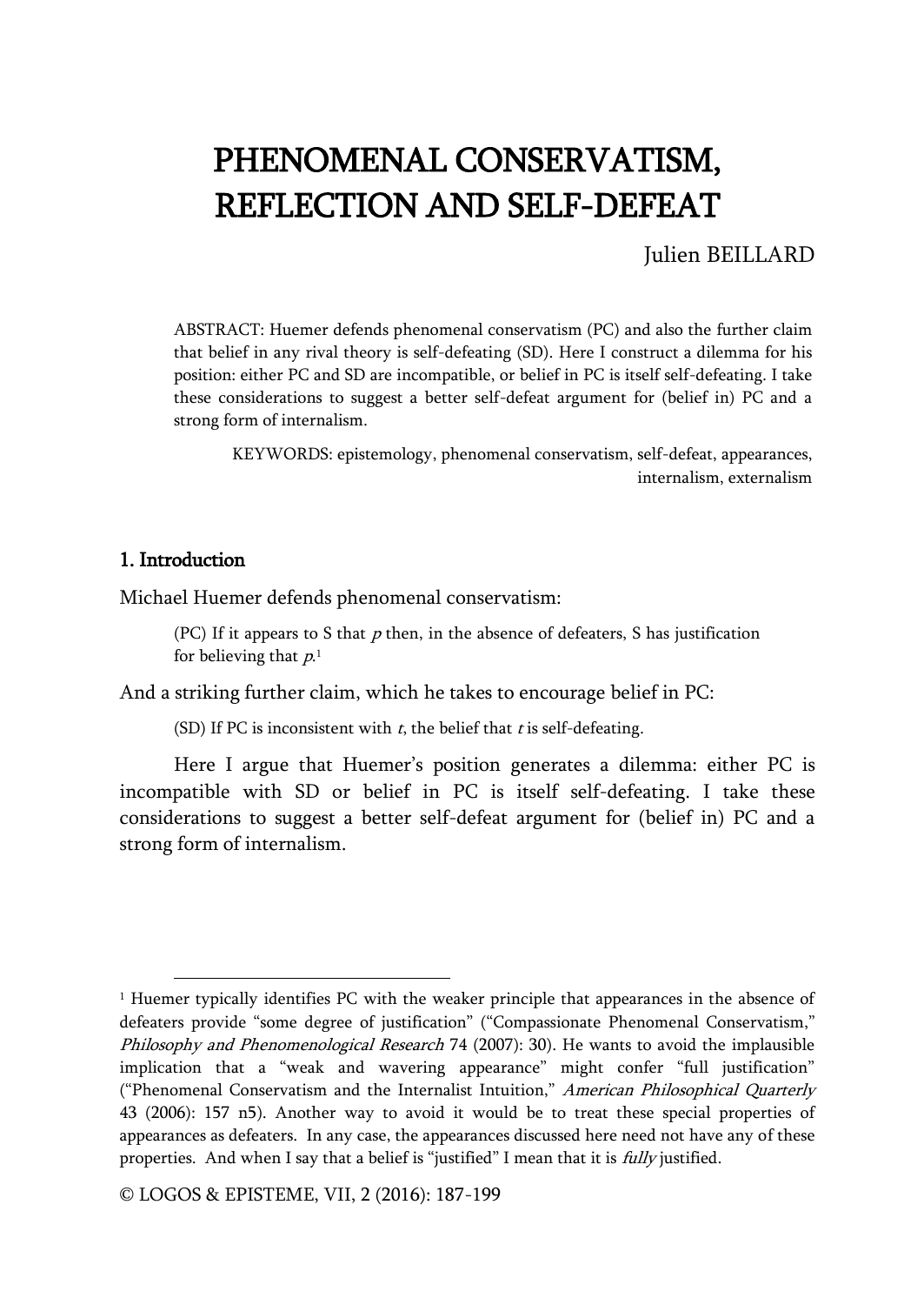# PHENOMENAL CONSERVATISM, REFLECTION AND SELF-DEFEAT

Julien BEILLARD

ABSTRACT: Huemer defends phenomenal conservatism (PC) and also the further claim that belief in any rival theory is self-defeating (SD). Here I construct a dilemma for his position: either PC and SD are incompatible, or belief in PC is itself self-defeating. I take these considerations to suggest a better self-defeat argument for (belief in) PC and a strong form of internalism.

KEYWORDS: epistemology, phenomenal conservatism, self-defeat, appearances, internalism, externalism

## 1. Introduction

Michael Huemer defends phenomenal conservatism:

> (PC) If it appears to S that *p* then, in the absence of defeaters, S has justification for believing that *p*.[1]

And a striking further claim, which he takes to encourage belief in PC:

> (SD) If PC is inconsistent with *t*, the belief that *t* is self-defeating.

Here I argue that Huemer's position generates a dilemma: either PC is incompatible with SD or belief in PC is itself self-defeating. I take these considerations to suggest a better self-defeat argument for (belief in) PC and a strong form of internalism.

[1] Huemer typically identifies PC with the weaker principle that appearances in the absence of defeaters provide "some degree of justification" ("Compassionate Phenomenal Conservatism," *Philosophy and Phenomenological Research* 74 (2007): 30). He wants to avoid the implausible implication that a "weak and wavering appearance" might confer "full justification" ("Phenomenal Conservatism and the Internalist Intuition," *American Philosophical Quarterly* 43 (2006): 157 n5). Another way to avoid it would be to treat these special properties of appearances as defeaters. In any case, the appearances discussed here need not have any of these properties. And when I say that a belief is "justified" I mean that it is *fully* justified.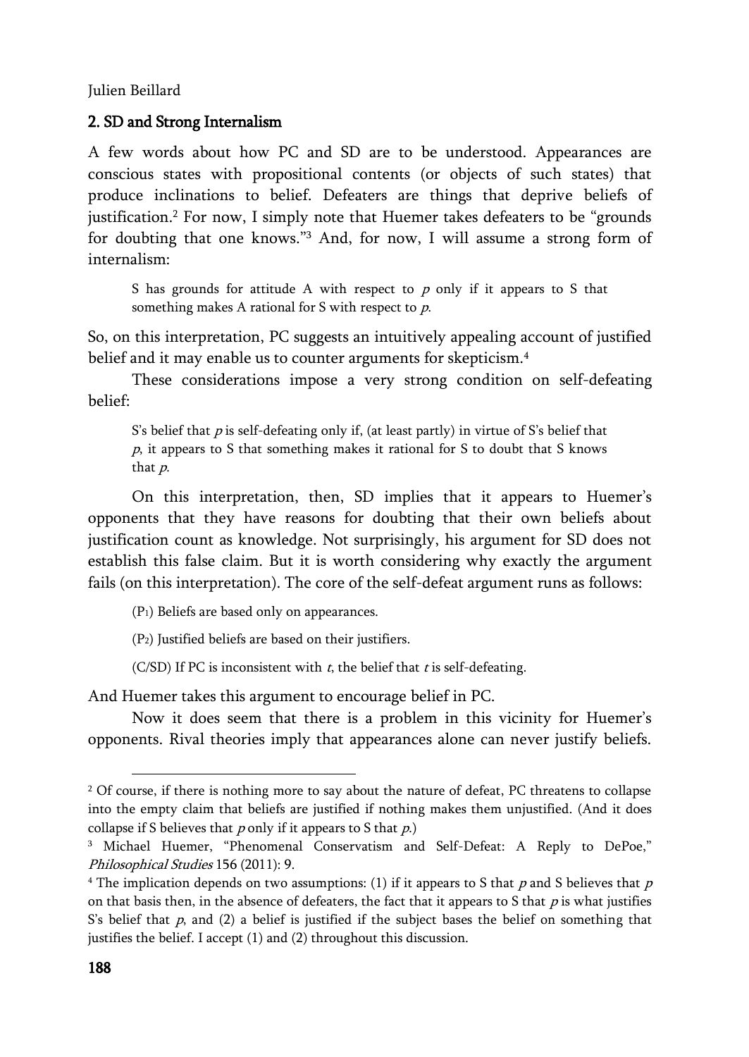## 2. SD and Strong Internalism

A few words about how PC and SD are to be understood. Appearances are conscious states with propositional contents (or objects of such states) that produce inclinations to belief. Defeaters are things that deprive beliefs of justification.[2] For now, I simply note that Huemer takes defeaters to be "grounds for doubting that one knows."[3] And, for now, I will assume a strong form of internalism:

> S has grounds for attitude A with respect to *p* only if it appears to S that something makes A rational for S with respect to *p*.

So, on this interpretation, PC suggests an intuitively appealing account of justified belief and it may enable us to counter arguments for skepticism.[4]

These considerations impose a very strong condition on self-defeating belief:

> S's belief that *p* is self-defeating only if, (at least partly) in virtue of S's belief that *p*, it appears to S that something makes it rational for S to doubt that S knows that *p*.

On this interpretation, then, SD implies that it appears to Huemer's opponents that they have reasons for doubting that their own beliefs about justification count as knowledge. Not surprisingly, his argument for SD does not establish this false claim. But it is worth considering why exactly the argument fails (on this interpretation). The core of the self-defeat argument runs as follows:

> ($P_1$) Beliefs are based only on appearances.
>
> ($P_2$) Justified beliefs are based on their justifiers.
>
> (C/SD) If PC is inconsistent with *t*, the belief that *t* is self-defeating.

And Huemer takes this argument to encourage belief in PC.

Now it does seem that there is a problem in this vicinity for Huemer's opponents. Rival theories imply that appearances alone can never justify beliefs.

---

[2] Of course, if there is nothing more to say about the nature of defeat, PC threatens to collapse into the empty claim that beliefs are justified if nothing makes them unjustified. (And it does collapse if S believes that *p* only if it appears to S that *p*.)

[3] Michael Huemer, "Phenomenal Conservatism and Self-Defeat: A Reply to DePoe," *Philosophical Studies* 156 (2011): 9.

[4] The implication depends on two assumptions: (1) if it appears to S that *p* and S believes that *p* on that basis then, in the absence of defeaters, the fact that it appears to S that *p* is what justifies S's belief that *p*, and (2) a belief is justified if the subject bases the belief on something that justifies the belief. I accept (1) and (2) throughout this discussion.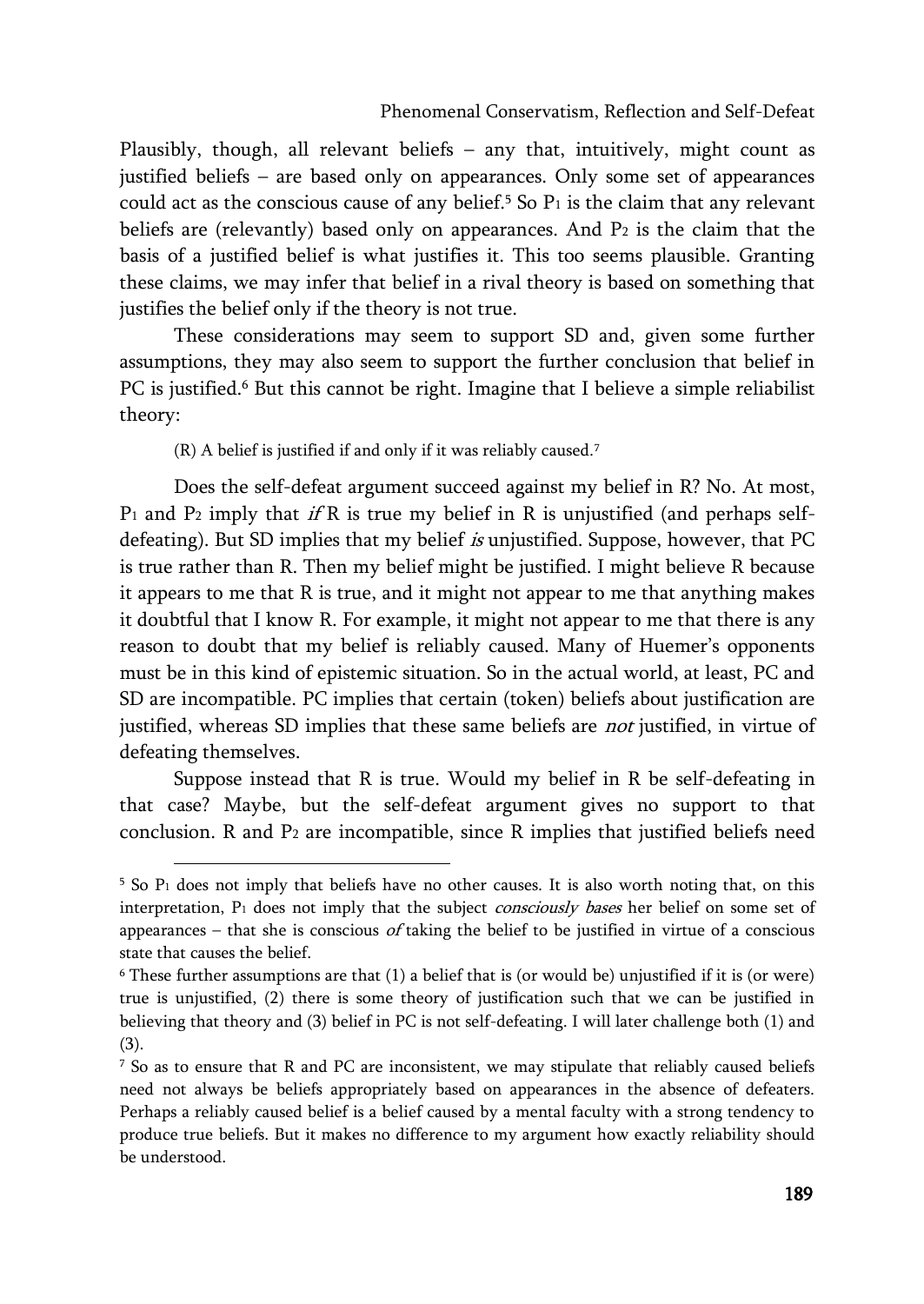Plausibly, though, all relevant beliefs – any that, intuitively, might count as justified beliefs – are based only on appearances. Only some set of appearances could act as the conscious cause of any belief.[5] So $P_1$ is the claim that any relevant beliefs are (relevantly) based only on appearances. And $P_2$ is the claim that the basis of a justified belief is what justifies it. This too seems plausible. Granting these claims, we may infer that belief in a rival theory is based on something that justifies the belief only if the theory is not true.

These considerations may seem to support SD and, given some further assumptions, they may also seem to support the further conclusion that belief in PC is justified.[6] But this cannot be right. Imagine that I believe a simple reliabilist theory:

(R) A belief is justified if and only if it was reliably caused.[7]

Does the self-defeat argument succeed against my belief in R? No. At most, $P_1$ and $P_2$ imply that *if* R is true my belief in R is unjustified (and perhaps self-defeating). But SD implies that my belief *is* unjustified. Suppose, however, that PC is true rather than R. Then my belief might be justified. I might believe R because it appears to me that R is true, and it might not appear to me that anything makes it doubtful that I know R. For example, it might not appear to me that there is any reason to doubt that my belief is reliably caused. Many of Huemer's opponents must be in this kind of epistemic situation. So in the actual world, at least, PC and SD are incompatible. PC implies that certain (token) beliefs about justification are justified, whereas SD implies that these same beliefs are *not* justified, in virtue of defeating themselves.

Suppose instead that R is true. Would my belief in R be self-defeating in that case? Maybe, but the self-defeat argument gives no support to that conclusion. R and $P_2$ are incompatible, since R implies that justified beliefs need

---

[5] So $P_1$ does not imply that beliefs have no other causes. It is also worth noting that, on this interpretation, $P_1$ does not imply that the subject *consciously bases* her belief on some set of appearances – that she is conscious *of* taking the belief to be justified in virtue of a conscious state that causes the belief.

[6] These further assumptions are that (1) a belief that is (or would be) unjustified if it is (or were) true is unjustified, (2) there is some theory of justification such that we can be justified in believing that theory and (3) belief in PC is not self-defeating. I will later challenge both (1) and (3).

[7] So as to ensure that R and PC are inconsistent, we may stipulate that reliably caused beliefs need not always be beliefs appropriately based on appearances in the absence of defeaters. Perhaps a reliably caused belief is a belief caused by a mental faculty with a strong tendency to produce true beliefs. But it makes no difference to my argument how exactly reliability should be understood.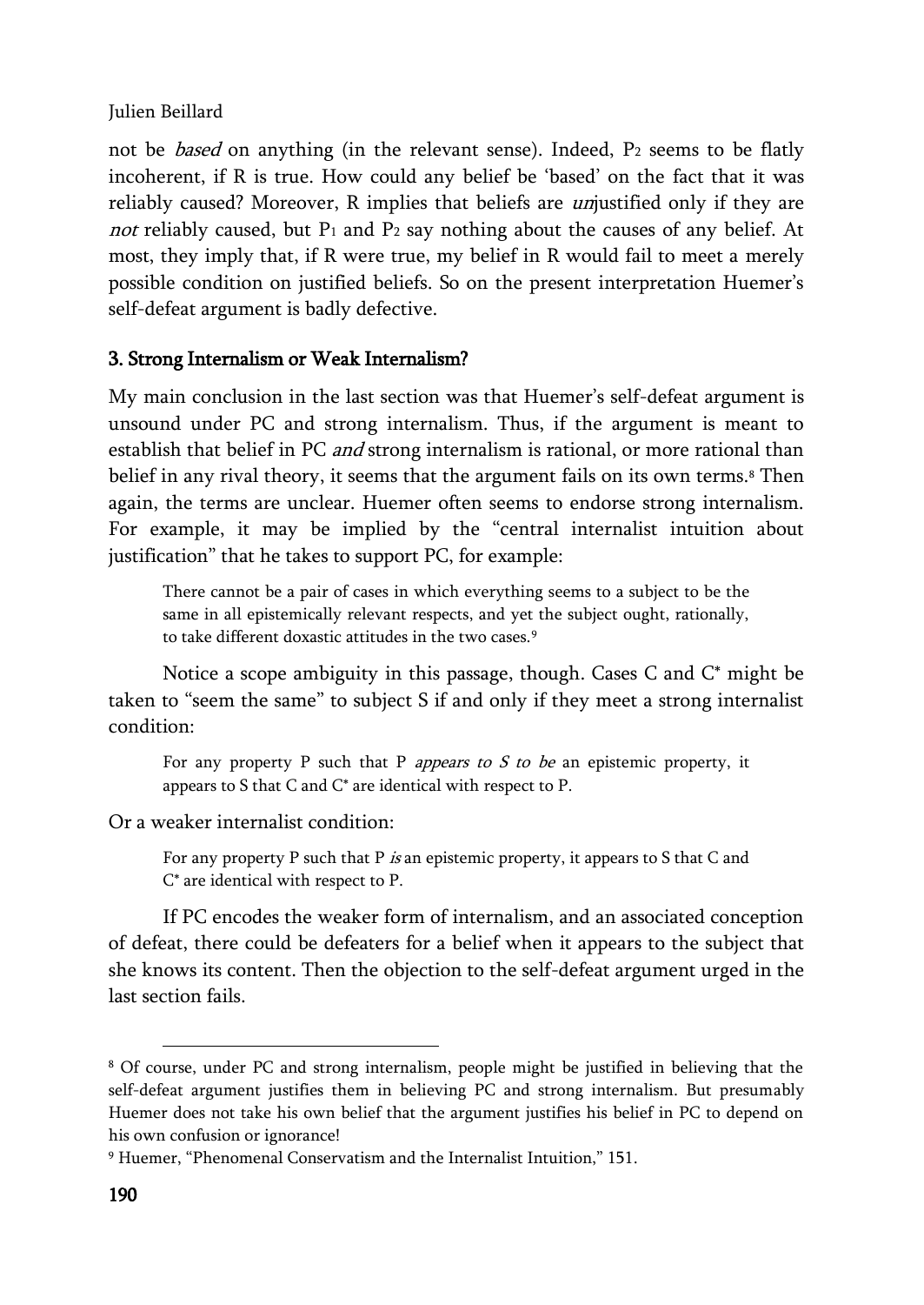not be *based* on anything (in the relevant sense). Indeed, $P_2$ seems to be flatly incoherent, if R is true. How could any belief be 'based' on the fact that it was reliably caused? Moreover, R implies that beliefs are *un*justified only if they are *not* reliably caused, but $P_1$ and $P_2$ say nothing about the causes of any belief. At most, they imply that, if R were true, my belief in R would fail to meet a merely possible condition on justified beliefs. So on the present interpretation Huemer's self-defeat argument is badly defective.

## 3. Strong Internalism or Weak Internalism?

My main conclusion in the last section was that Huemer's self-defeat argument is unsound under PC and strong internalism. Thus, if the argument is meant to establish that belief in PC *and* strong internalism is rational, or more rational than belief in any rival theory, it seems that the argument fails on its own terms.[8] Then again, the terms are unclear. Huemer often seems to endorse strong internalism. For example, it may be implied by the "central internalist intuition about justification" that he takes to support PC, for example:

> There cannot be a pair of cases in which everything seems to a subject to be the same in all epistemically relevant respects, and yet the subject ought, rationally, to take different doxastic attitudes in the two cases.[9]

Notice a scope ambiguity in this passage, though. Cases C and C* might be taken to "seem the same" to subject S if and only if they meet a strong internalist condition:

> For any property P such that P *appears to S to be* an epistemic property, it appears to S that C and C* are identical with respect to P.

Or a weaker internalist condition:

> For any property P such that P *is* an epistemic property, it appears to S that C and C* are identical with respect to P.

If PC encodes the weaker form of internalism, and an associated conception of defeat, there could be defeaters for a belief when it appears to the subject that she knows its content. Then the objection to the self-defeat argument urged in the last section fails.

---

[8] Of course, under PC and strong internalism, people might be justified in believing that the self-defeat argument justifies them in believing PC and strong internalism. But presumably Huemer does not take his own belief that the argument justifies his belief in PC to depend on his own confusion or ignorance!

[9] Huemer, "Phenomenal Conservatism and the Internalist Intuition," 151.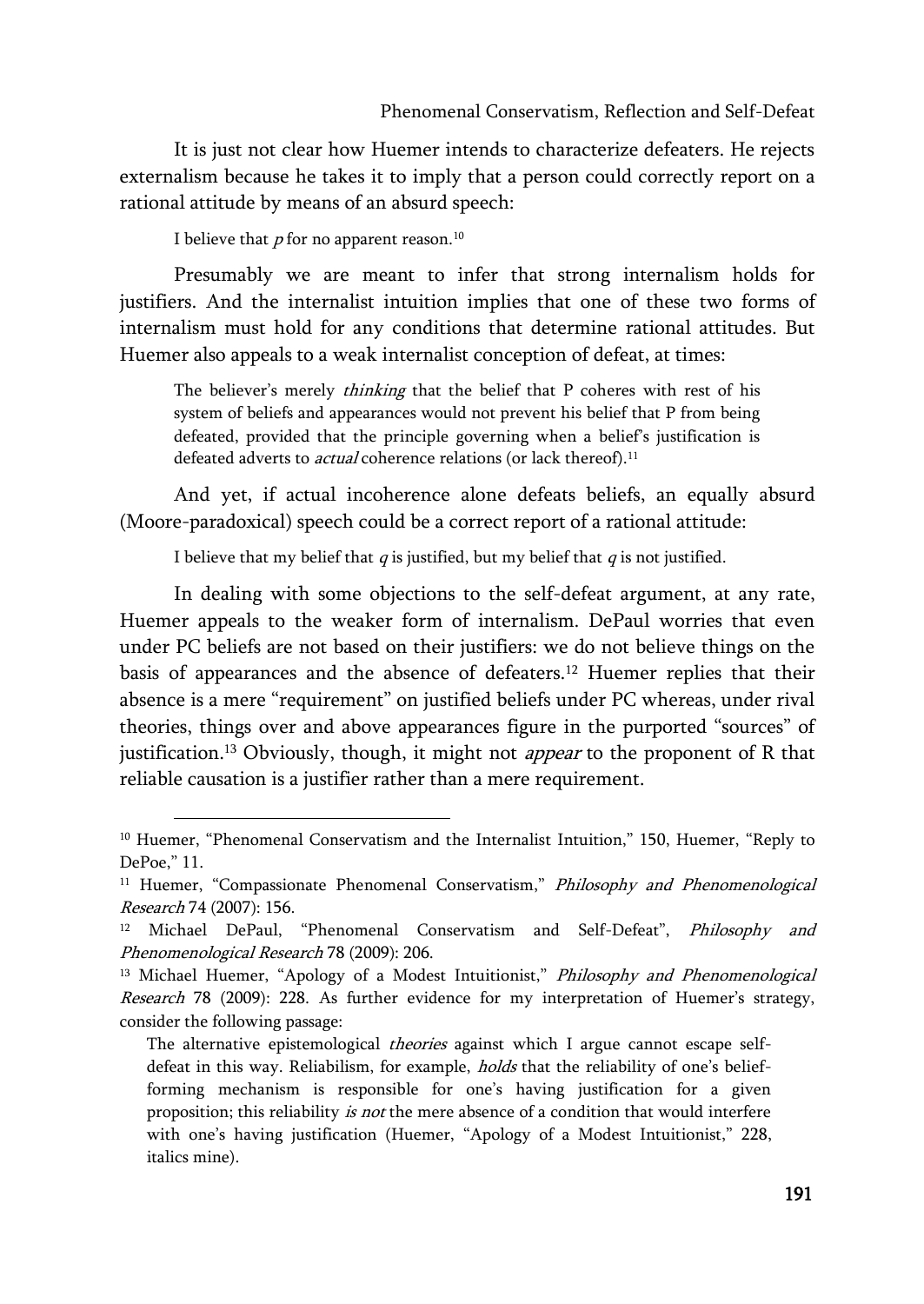It is just not clear how Huemer intends to characterize defeaters. He rejects externalism because he takes it to imply that a person could correctly report on a rational attitude by means of an absurd speech:

> I believe that *p* for no apparent reason.[10]

Presumably we are meant to infer that strong internalism holds for justifiers. And the internalist intuition implies that one of these two forms of internalism must hold for any conditions that determine rational attitudes. But Huemer also appeals to a weak internalist conception of defeat, at times:

> The believer's merely *thinking* that the belief that P coheres with rest of his system of beliefs and appearances would not prevent his belief that P from being defeated, provided that the principle governing when a belief's justification is defeated adverts to *actual* coherence relations (or lack thereof).[11]

And yet, if actual incoherence alone defeats beliefs, an equally absurd (Moore-paradoxical) speech could be a correct report of a rational attitude:

> I believe that my belief that *q* is justified, but my belief that *q* is not justified.

In dealing with some objections to the self-defeat argument, at any rate, Huemer appeals to the weaker form of internalism. DePaul worries that even under PC beliefs are not based on their justifiers: we do not believe things on the basis of appearances and the absence of defeaters.[12] Huemer replies that their absence is a mere "requirement" on justified beliefs under PC whereas, under rival theories, things over and above appearances figure in the purported "sources" of justification.[13] Obviously, though, it might not *appear* to the proponent of R that reliable causation is a justifier rather than a mere requirement.

---

[10] Huemer, "Phenomenal Conservatism and the Internalist Intuition," 150, Huemer, "Reply to DePoe," 11.

[11] Huemer, "Compassionate Phenomenal Conservatism," *Philosophy and Phenomenological Research* 74 (2007): 156.

[12] Michael DePaul, "Phenomenal Conservatism and Self-Defeat", *Philosophy and Phenomenological Research* 78 (2009): 206.

[13] Michael Huemer, "Apology of a Modest Intuitionist," *Philosophy and Phenomenological Research* 78 (2009): 228. As further evidence for my interpretation of Huemer's strategy, consider the following passage:

> The alternative epistemological *theories* against which I argue cannot escape self-defeat in this way. Reliabilism, for example, *holds* that the reliability of one's belief-forming mechanism is responsible for one's having justification for a given proposition; this reliability *is not* the mere absence of a condition that would interfere with one's having justification (Huemer, "Apology of a Modest Intuitionist," 228, italics mine).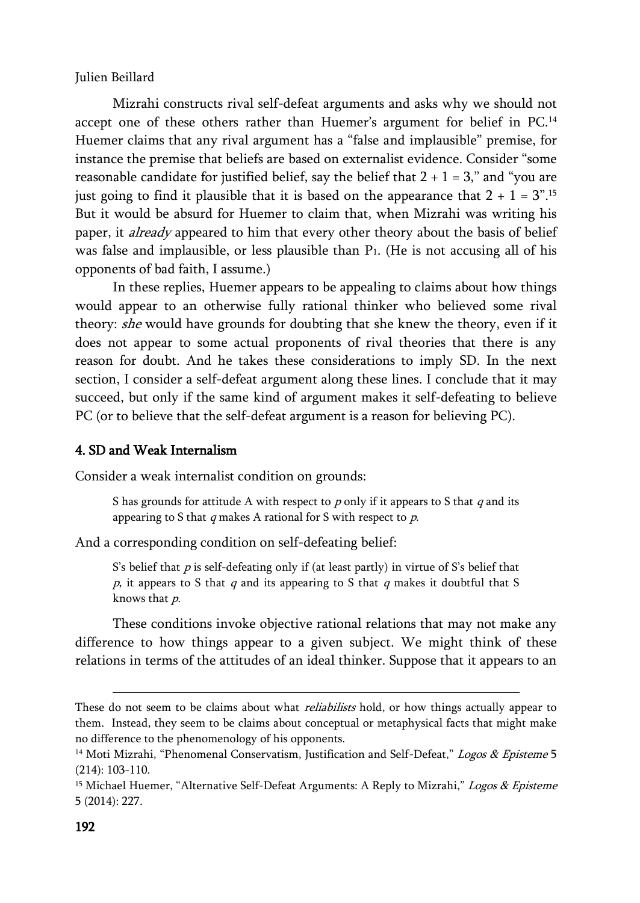Mizrahi constructs rival self-defeat arguments and asks why we should not accept one of these others rather than Huemer's argument for belief in PC.[14] Huemer claims that any rival argument has a "false and implausible" premise, for instance the premise that beliefs are based on externalist evidence. Consider "some reasonable candidate for justified belief, say the belief that 2 + 1 = 3," and "you are just going to find it plausible that it is based on the appearance that 2 + 1 = 3".[15] But it would be absurd for Huemer to claim that, when Mizrahi was writing his paper, it *already* appeared to him that every other theory about the basis of belief was false and implausible, or less plausible than $P_1$. (He is not accusing all of his opponents of bad faith, I assume.)

In these replies, Huemer appears to be appealing to claims about how things would appear to an otherwise fully rational thinker who believed some rival theory: *she* would have grounds for doubting that she knew the theory, even if it does not appear to some actual proponents of rival theories that there is any reason for doubt. And he takes these considerations to imply SD. In the next section, I consider a self-defeat argument along these lines. I conclude that it may succeed, but only if the same kind of argument makes it self-defeating to believe PC (or to believe that the self-defeat argument is a reason for believing PC).

## 4. SD and Weak Internalism

Consider a weak internalist condition on grounds:

> S has grounds for attitude A with respect to *p* only if it appears to S that *q* and its appearing to S that *q* makes A rational for S with respect to *p*.

And a corresponding condition on self-defeating belief:

> S's belief that *p* is self-defeating only if (at least partly) in virtue of S's belief that *p*, it appears to S that *q* and its appearing to S that *q* makes it doubtful that S knows that *p*.

These conditions invoke objective rational relations that may not make any difference to how things appear to a given subject. We might think of these relations in terms of the attitudes of an ideal thinker. Suppose that it appears to an

---

These do not seem to be claims about what *reliabilists* hold, or how things actually appear to them. Instead, they seem to be claims about conceptual or metaphysical facts that might make no difference to the phenomenology of his opponents.

[14] Moti Mizrahi, "Phenomenal Conservatism, Justification and Self-Defeat," *Logos & Episteme* 5 (214): 103-110.

[15] Michael Huemer, "Alternative Self-Defeat Arguments: A Reply to Mizrahi," *Logos & Episteme* 5 (2014): 227.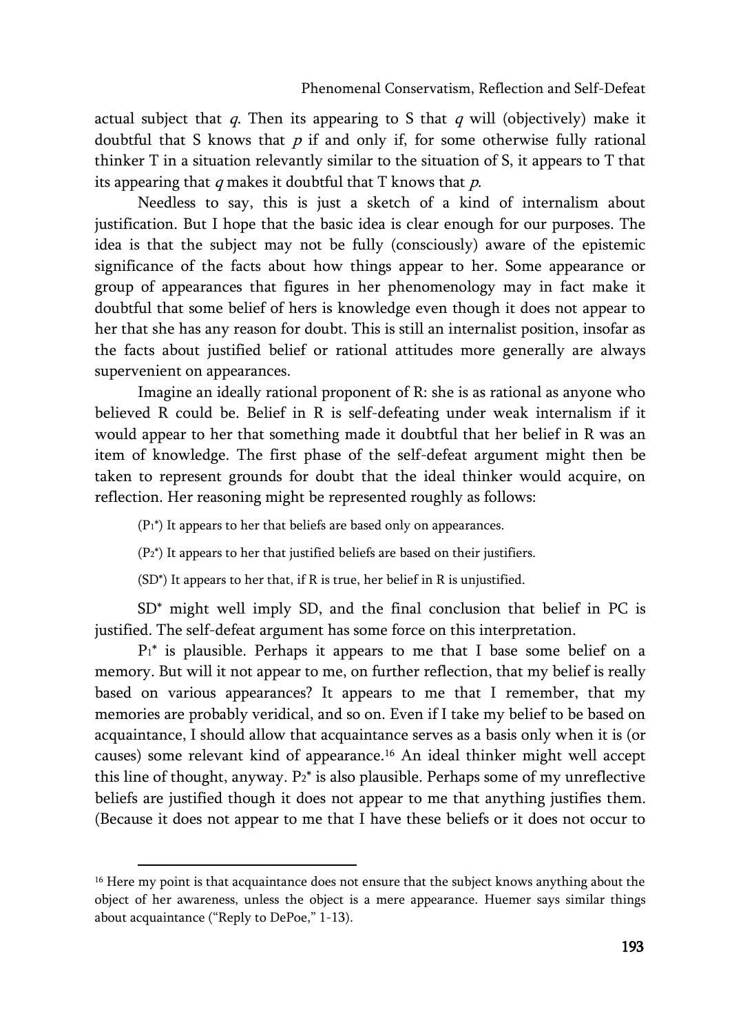actual subject that *q*. Then its appearing to S that *q* will (objectively) make it doubtful that S knows that *p* if and only if, for some otherwise fully rational thinker T in a situation relevantly similar to the situation of S, it appears to T that its appearing that *q* makes it doubtful that T knows that *p*.

Needless to say, this is just a sketch of a kind of internalism about justification. But I hope that the basic idea is clear enough for our purposes. The idea is that the subject may not be fully (consciously) aware of the epistemic significance of the facts about how things appear to her. Some appearance or group of appearances that figures in her phenomenology may in fact make it doubtful that some belief of hers is knowledge even though it does not appear to her that she has any reason for doubt. This is still an internalist position, insofar as the facts about justified belief or rational attitudes more generally are always supervenient on appearances.

Imagine an ideally rational proponent of R: she is as rational as anyone who believed R could be. Belief in R is self-defeating under weak internalism if it would appear to her that something made it doubtful that her belief in R was an item of knowledge. The first phase of the self-defeat argument might then be taken to represent grounds for doubt that the ideal thinker would acquire, on reflection. Her reasoning might be represented roughly as follows:

($P_1$*) It appears to her that beliefs are based only on appearances.

($P_2$*) It appears to her that justified beliefs are based on their justifiers.

(SD*) It appears to her that, if R is true, her belief in R is unjustified.

SD* might well imply SD, and the final conclusion that belief in PC is justified. The self-defeat argument has some force on this interpretation.

$P_1$* is plausible. Perhaps it appears to me that I base some belief on a memory. But will it not appear to me, on further reflection, that my belief is really based on various appearances? It appears to me that I remember, that my memories are probably veridical, and so on. Even if I take my belief to be based on acquaintance, I should allow that acquaintance serves as a basis only when it is (or causes) some relevant kind of appearance.[16] An ideal thinker might well accept this line of thought, anyway. $P_2$* is also plausible. Perhaps some of my unreflective beliefs are justified though it does not appear to me that anything justifies them. (Because it does not appear to me that I have these beliefs or it does not occur to

[16] Here my point is that acquaintance does not ensure that the subject knows anything about the object of her awareness, unless the object is a mere appearance. Huemer says similar things about acquaintance ("Reply to DePoe," 1-13).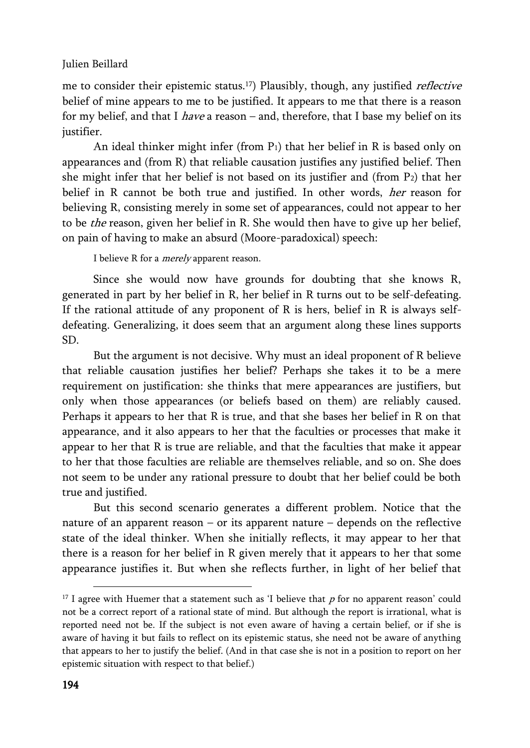me to consider their epistemic status.[17]) Plausibly, though, any justified *reflective* belief of mine appears to me to be justified. It appears to me that there is a reason for my belief, and that I *have* a reason – and, therefore, that I base my belief on its justifier.

An ideal thinker might infer (from $P_1$) that her belief in R is based only on appearances and (from R) that reliable causation justifies any justified belief. Then she might infer that her belief is not based on its justifier and (from $P_2$) that her belief in R cannot be both true and justified. In other words, *her* reason for believing R, consisting merely in some set of appearances, could not appear to her to be *the* reason, given her belief in R. She would then have to give up her belief, on pain of having to make an absurd (Moore-paradoxical) speech:

> I believe R for a *merely* apparent reason.

Since she would now have grounds for doubting that she knows R, generated in part by her belief in R, her belief in R turns out to be self-defeating. If the rational attitude of any proponent of R is hers, belief in R is always self-defeating. Generalizing, it does seem that an argument along these lines supports SD.

But the argument is not decisive. Why must an ideal proponent of R believe that reliable causation justifies her belief? Perhaps she takes it to be a mere requirement on justification: she thinks that mere appearances are justifiers, but only when those appearances (or beliefs based on them) are reliably caused. Perhaps it appears to her that R is true, and that she bases her belief in R on that appearance, and it also appears to her that the faculties or processes that make it appear to her that R is true are reliable, and that the faculties that make it appear to her that those faculties are reliable are themselves reliable, and so on. She does not seem to be under any rational pressure to doubt that her belief could be both true and justified.

But this second scenario generates a different problem. Notice that the nature of an apparent reason – or its apparent nature – depends on the reflective state of the ideal thinker. When she initially reflects, it may appear to her that there is a reason for her belief in R given merely that it appears to her that some appearance justifies it. But when she reflects further, in light of her belief that

---

[17] I agree with Huemer that a statement such as 'I believe that *p* for no apparent reason' could not be a correct report of a rational state of mind. But although the report is irrational, what is reported need not be. If the subject is not even aware of having a certain belief, or if she is aware of having it but fails to reflect on its epistemic status, she need not be aware of anything that appears to her to justify the belief. (And in that case she is not in a position to report on her epistemic situation with respect to that belief.)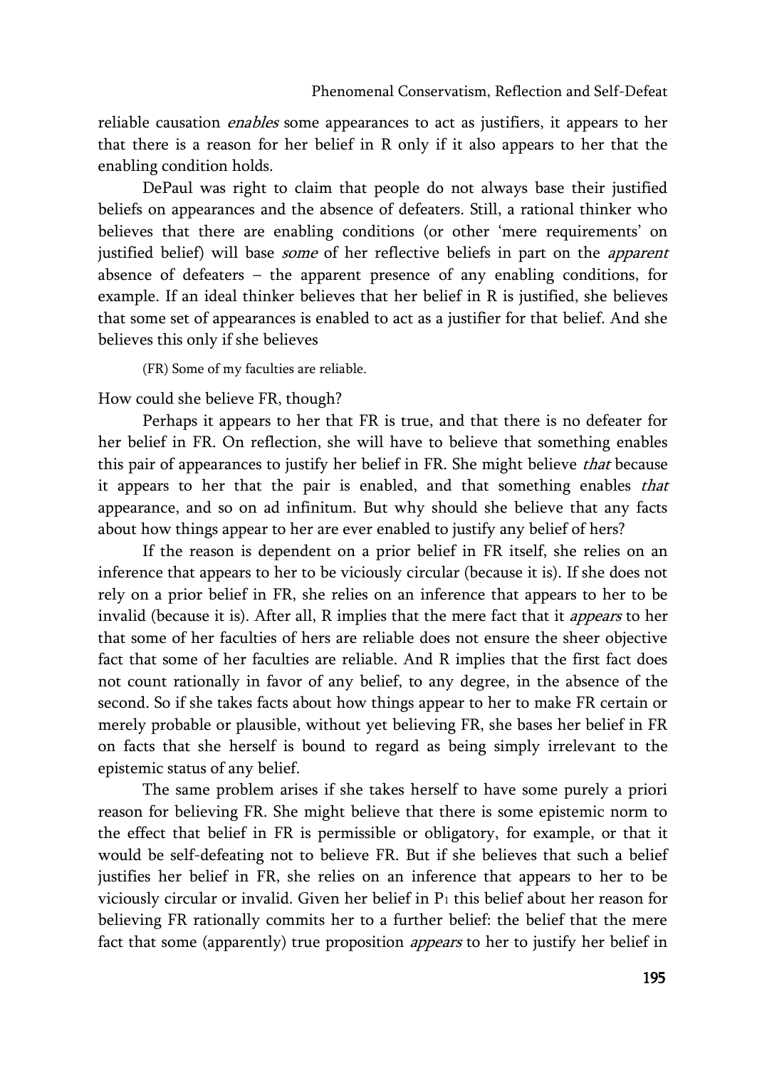reliable causation *enables* some appearances to act as justifiers, it appears to her that there is a reason for her belief in R only if it also appears to her that the enabling condition holds.

DePaul was right to claim that people do not always base their justified beliefs on appearances and the absence of defeaters. Still, a rational thinker who believes that there are enabling conditions (or other 'mere requirements' on justified belief) will base *some* of her reflective beliefs in part on the *apparent* absence of defeaters – the apparent presence of any enabling conditions, for example. If an ideal thinker believes that her belief in R is justified, she believes that some set of appearances is enabled to act as a justifier for that belief. And she believes this only if she believes

(FR) Some of my faculties are reliable.

How could she believe FR, though?

Perhaps it appears to her that FR is true, and that there is no defeater for her belief in FR. On reflection, she will have to believe that something enables this pair of appearances to justify her belief in FR. She might believe *that* because it appears to her that the pair is enabled, and that something enables *that* appearance, and so on ad infinitum. But why should she believe that any facts about how things appear to her are ever enabled to justify any belief of hers?

If the reason is dependent on a prior belief in FR itself, she relies on an inference that appears to her to be viciously circular (because it is). If she does not rely on a prior belief in FR, she relies on an inference that appears to her to be invalid (because it is). After all, R implies that the mere fact that it *appears* to her that some of her faculties of hers are reliable does not ensure the sheer objective fact that some of her faculties are reliable. And R implies that the first fact does not count rationally in favor of any belief, to any degree, in the absence of the second. So if she takes facts about how things appear to her to make FR certain or merely probable or plausible, without yet believing FR, she bases her belief in FR on facts that she herself is bound to regard as being simply irrelevant to the epistemic status of any belief.

The same problem arises if she takes herself to have some purely a priori reason for believing FR. She might believe that there is some epistemic norm to the effect that belief in FR is permissible or obligatory, for example, or that it would be self-defeating not to believe FR. But if she believes that such a belief justifies her belief in FR, she relies on an inference that appears to her to be viciously circular or invalid. Given her belief in $P_1$ this belief about her reason for believing FR rationally commits her to a further belief: the belief that the mere fact that some (apparently) true proposition *appears* to her to justify her belief in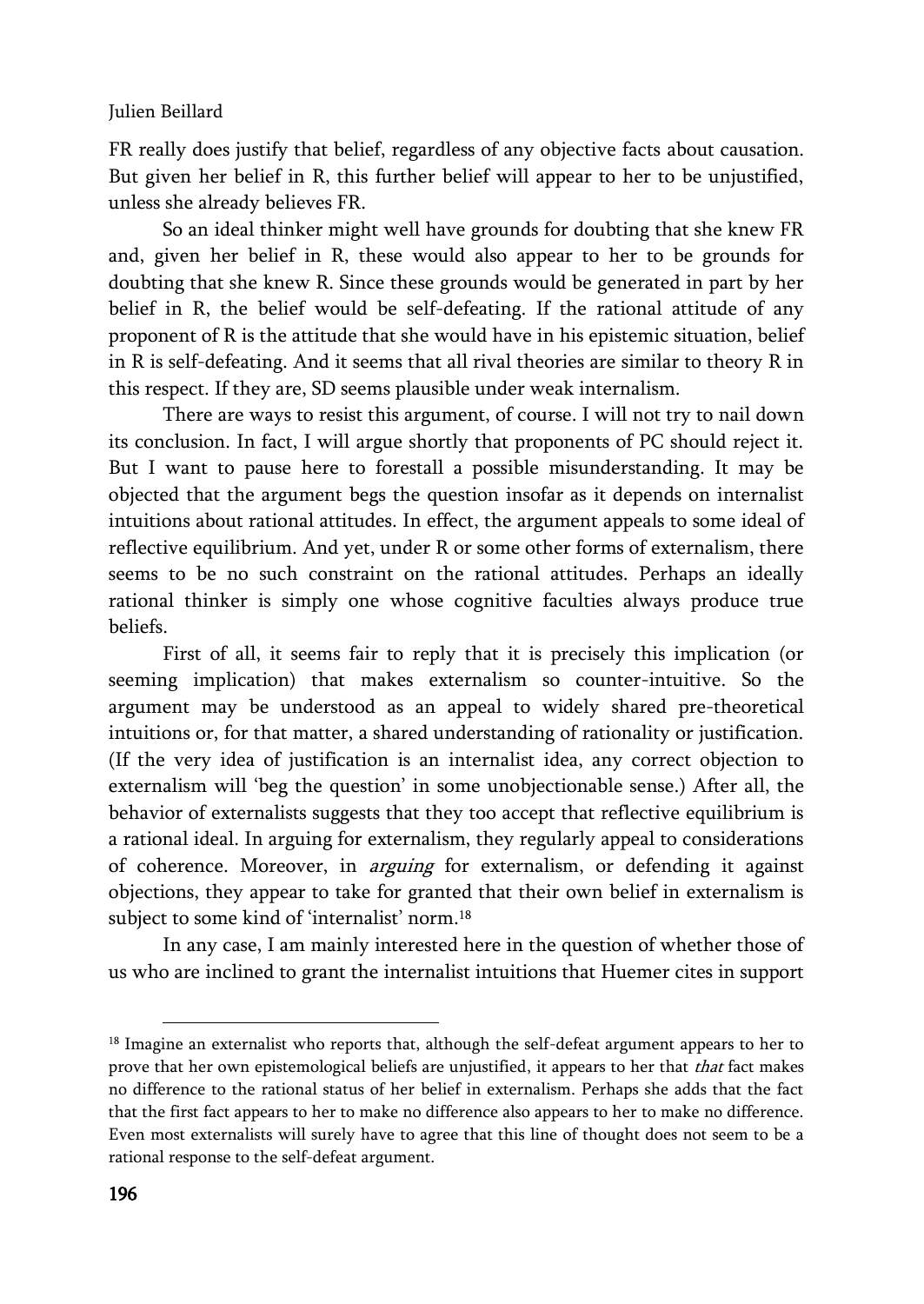FR really does justify that belief, regardless of any objective facts about causation. But given her belief in R, this further belief will appear to her to be unjustified, unless she already believes FR.

So an ideal thinker might well have grounds for doubting that she knew FR and, given her belief in R, these would also appear to her to be grounds for doubting that she knew R. Since these grounds would be generated in part by her belief in R, the belief would be self-defeating. If the rational attitude of any proponent of R is the attitude that she would have in his epistemic situation, belief in R is self-defeating. And it seems that all rival theories are similar to theory R in this respect. If they are, SD seems plausible under weak internalism.

There are ways to resist this argument, of course. I will not try to nail down its conclusion. In fact, I will argue shortly that proponents of PC should reject it. But I want to pause here to forestall a possible misunderstanding. It may be objected that the argument begs the question insofar as it depends on internalist intuitions about rational attitudes. In effect, the argument appeals to some ideal of reflective equilibrium. And yet, under R or some other forms of externalism, there seems to be no such constraint on the rational attitudes. Perhaps an ideally rational thinker is simply one whose cognitive faculties always produce true beliefs.

First of all, it seems fair to reply that it is precisely this implication (or seeming implication) that makes externalism so counter-intuitive. So the argument may be understood as an appeal to widely shared pre-theoretical intuitions or, for that matter, a shared understanding of rationality or justification. (If the very idea of justification is an internalist idea, any correct objection to externalism will 'beg the question' in some unobjectionable sense.) After all, the behavior of externalists suggests that they too accept that reflective equilibrium is a rational ideal. In arguing for externalism, they regularly appeal to considerations of coherence. Moreover, in *arguing* for externalism, or defending it against objections, they appear to take for granted that their own belief in externalism is subject to some kind of 'internalist' norm.[18]

In any case, I am mainly interested here in the question of whether those of us who are inclined to grant the internalist intuitions that Huemer cites in support

---

[18] Imagine an externalist who reports that, although the self-defeat argument appears to her to prove that her own epistemological beliefs are unjustified, it appears to her that *that* fact makes no difference to the rational status of her belief in externalism. Perhaps she adds that the fact that the first fact appears to her to make no difference also appears to her to make no difference. Even most externalists will surely have to agree that this line of thought does not seem to be a rational response to the self-defeat argument.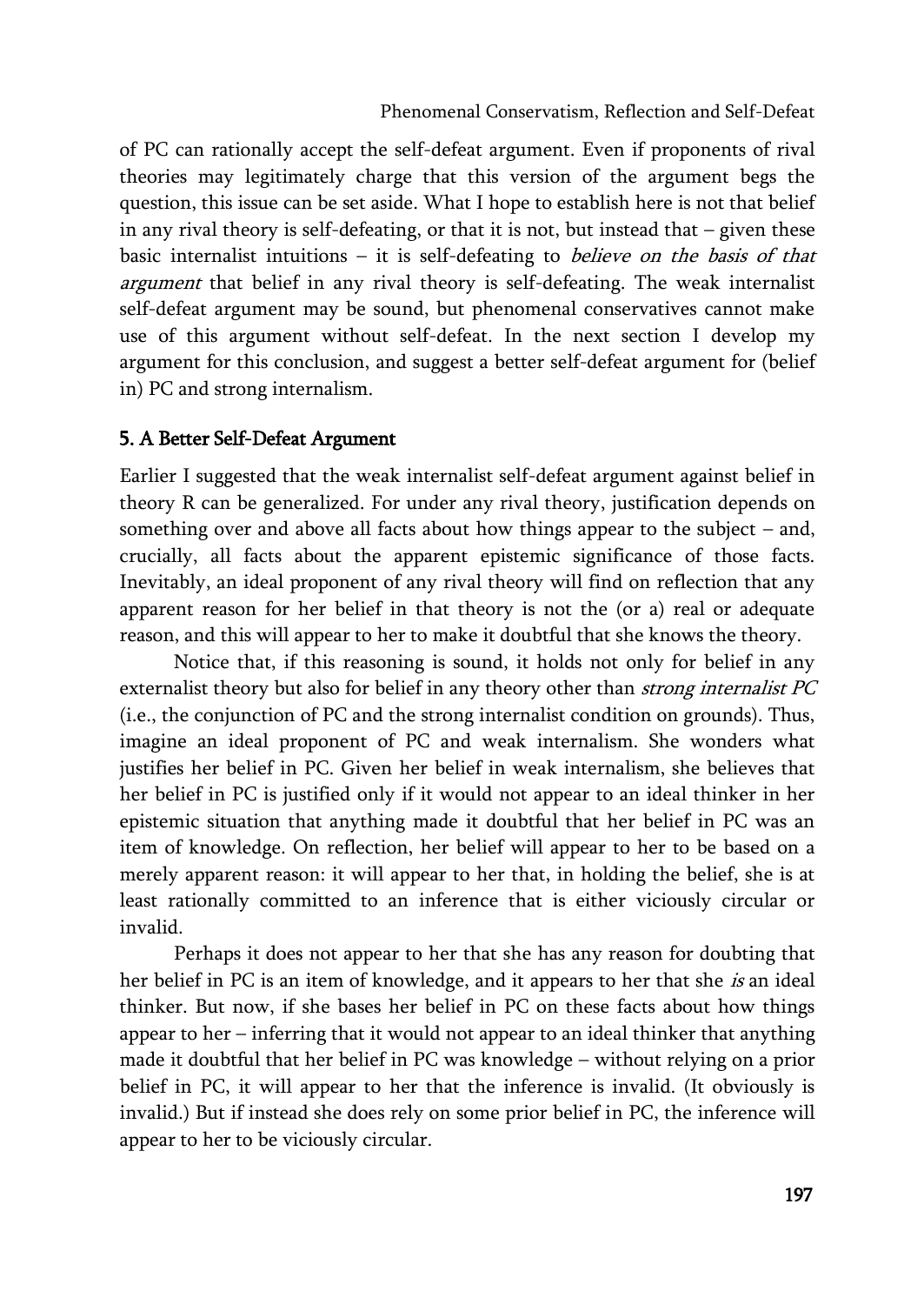of PC can rationally accept the self-defeat argument. Even if proponents of rival theories may legitimately charge that this version of the argument begs the question, this issue can be set aside. What I hope to establish here is not that belief in any rival theory is self-defeating, or that it is not, but instead that – given these basic internalist intuitions – it is self-defeating to *believe on the basis of that argument* that belief in any rival theory is self-defeating. The weak internalist self-defeat argument may be sound, but phenomenal conservatives cannot make use of this argument without self-defeat. In the next section I develop my argument for this conclusion, and suggest a better self-defeat argument for (belief in) PC and strong internalism.

## 5. A Better Self-Defeat Argument

Earlier I suggested that the weak internalist self-defeat argument against belief in theory R can be generalized. For under any rival theory, justification depends on something over and above all facts about how things appear to the subject – and, crucially, all facts about the apparent epistemic significance of those facts. Inevitably, an ideal proponent of any rival theory will find on reflection that any apparent reason for her belief in that theory is not the (or a) real or adequate reason, and this will appear to her to make it doubtful that she knows the theory.

Notice that, if this reasoning is sound, it holds not only for belief in any externalist theory but also for belief in any theory other than *strong internalist PC* (i.e., the conjunction of PC and the strong internalist condition on grounds). Thus, imagine an ideal proponent of PC and weak internalism. She wonders what justifies her belief in PC. Given her belief in weak internalism, she believes that her belief in PC is justified only if it would not appear to an ideal thinker in her epistemic situation that anything made it doubtful that her belief in PC was an item of knowledge. On reflection, her belief will appear to her to be based on a merely apparent reason: it will appear to her that, in holding the belief, she is at least rationally committed to an inference that is either viciously circular or invalid.

Perhaps it does not appear to her that she has any reason for doubting that her belief in PC is an item of knowledge, and it appears to her that she *is* an ideal thinker. But now, if she bases her belief in PC on these facts about how things appear to her – inferring that it would not appear to an ideal thinker that anything made it doubtful that her belief in PC was knowledge – without relying on a prior belief in PC, it will appear to her that the inference is invalid. (It obviously is invalid.) But if instead she does rely on some prior belief in PC, the inference will appear to her to be viciously circular.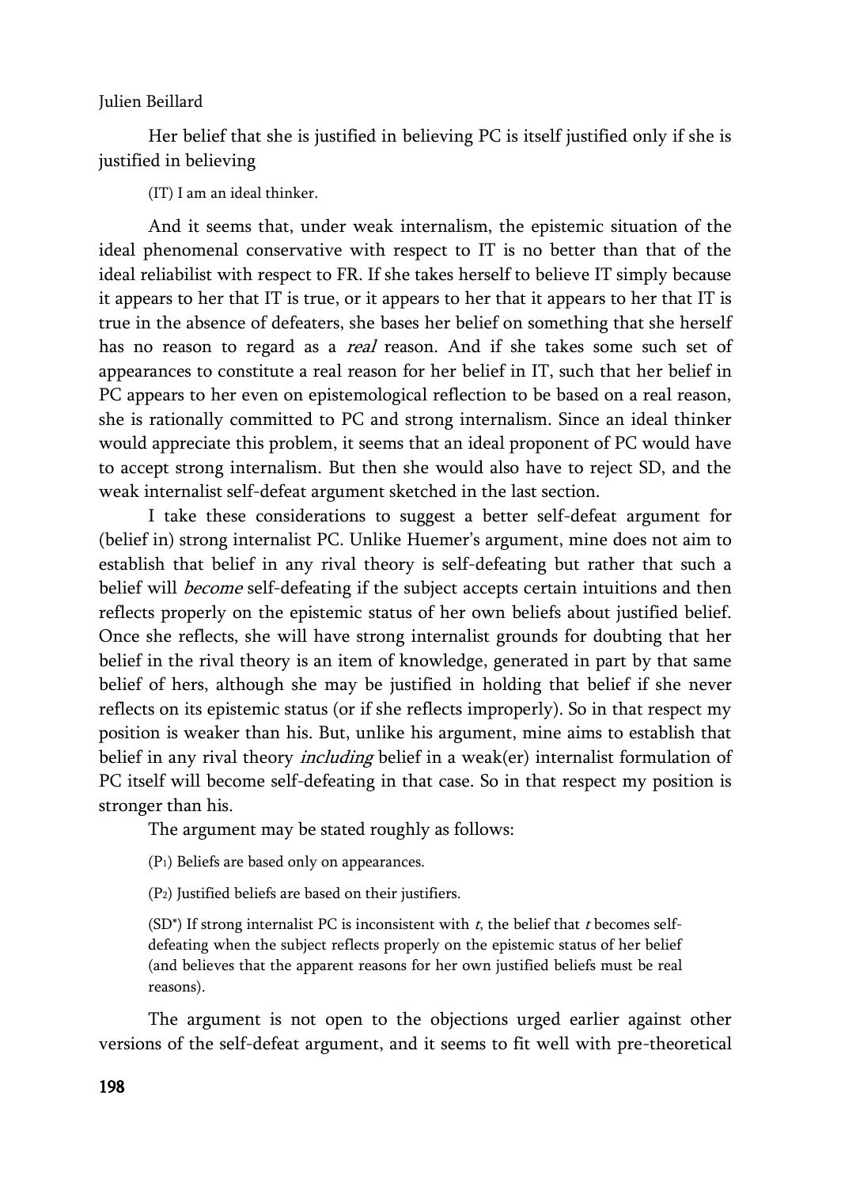Her belief that she is justified in believing PC is itself justified only if she is justified in believing

(IT) I am an ideal thinker.

And it seems that, under weak internalism, the epistemic situation of the ideal phenomenal conservative with respect to IT is no better than that of the ideal reliabilist with respect to FR. If she takes herself to believe IT simply because it appears to her that IT is true, or it appears to her that it appears to her that IT is true in the absence of defeaters, she bases her belief on something that she herself has no reason to regard as a *real* reason. And if she takes some such set of appearances to constitute a real reason for her belief in IT, such that her belief in PC appears to her even on epistemological reflection to be based on a real reason, she is rationally committed to PC and strong internalism. Since an ideal thinker would appreciate this problem, it seems that an ideal proponent of PC would have to accept strong internalism. But then she would also have to reject SD, and the weak internalist self-defeat argument sketched in the last section.

I take these considerations to suggest a better self-defeat argument for (belief in) strong internalist PC. Unlike Huemer's argument, mine does not aim to establish that belief in any rival theory is self-defeating but rather that such a belief will *become* self-defeating if the subject accepts certain intuitions and then reflects properly on the epistemic status of her own beliefs about justified belief. Once she reflects, she will have strong internalist grounds for doubting that her belief in the rival theory is an item of knowledge, generated in part by that same belief of hers, although she may be justified in holding that belief if she never reflects on its epistemic status (or if she reflects improperly). So in that respect my position is weaker than his. But, unlike his argument, mine aims to establish that belief in any rival theory *including* belief in a weak(er) internalist formulation of PC itself will become self-defeating in that case. So in that respect my position is stronger than his.

The argument may be stated roughly as follows:

($P_1$) Beliefs are based only on appearances.

($P_2$) Justified beliefs are based on their justifiers.

(SD*) If strong internalist PC is inconsistent with *t*, the belief that *t* becomes self-defeating when the subject reflects properly on the epistemic status of her belief (and believes that the apparent reasons for her own justified beliefs must be real reasons).

The argument is not open to the objections urged earlier against other versions of the self-defeat argument, and it seems to fit well with pre-theoretical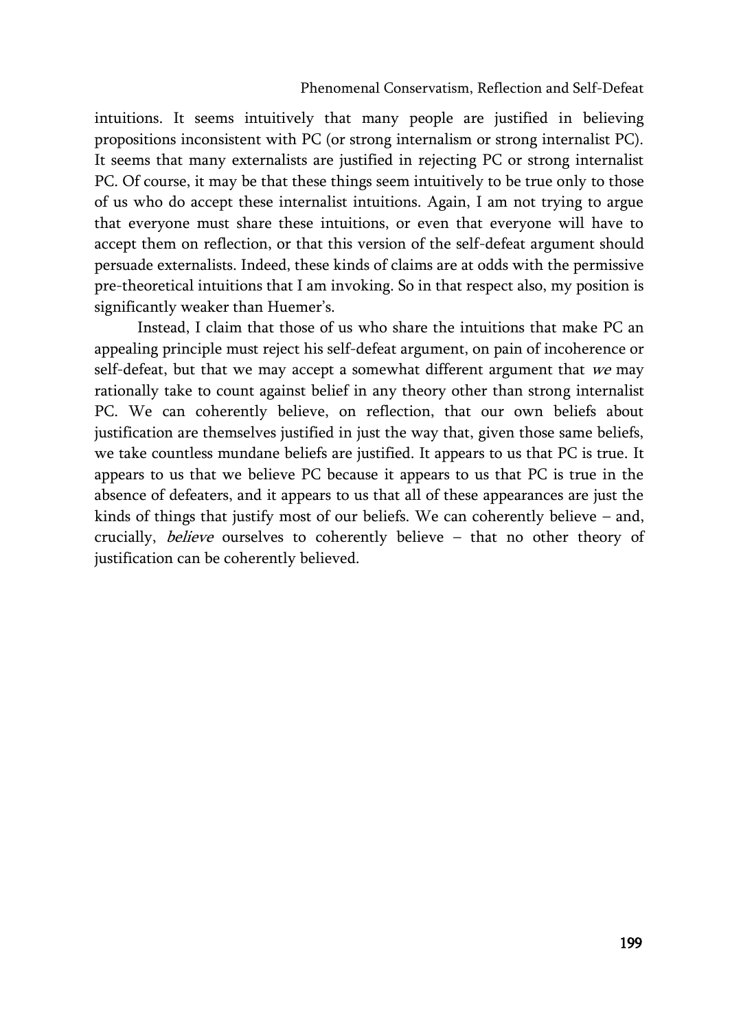intuitions. It seems intuitively that many people are justified in believing propositions inconsistent with PC (or strong internalism or strong internalist PC). It seems that many externalists are justified in rejecting PC or strong internalist PC. Of course, it may be that these things seem intuitively to be true only to those of us who do accept these internalist intuitions. Again, I am not trying to argue that everyone must share these intuitions, or even that everyone will have to accept them on reflection, or that this version of the self-defeat argument should persuade externalists. Indeed, these kinds of claims are at odds with the permissive pre-theoretical intuitions that I am invoking. So in that respect also, my position is significantly weaker than Huemer's.

Instead, I claim that those of us who share the intuitions that make PC an appealing principle must reject his self-defeat argument, on pain of incoherence or self-defeat, but that we may accept a somewhat different argument that *we* may rationally take to count against belief in any theory other than strong internalist PC. We can coherently believe, on reflection, that our own beliefs about justification are themselves justified in just the way that, given those same beliefs, we take countless mundane beliefs are justified. It appears to us that PC is true. It appears to us that we believe PC because it appears to us that PC is true in the absence of defeaters, and it appears to us that all of these appearances are just the kinds of things that justify most of our beliefs. We can coherently believe – and, crucially, *believe* ourselves to coherently believe – that no other theory of justification can be coherently believed.